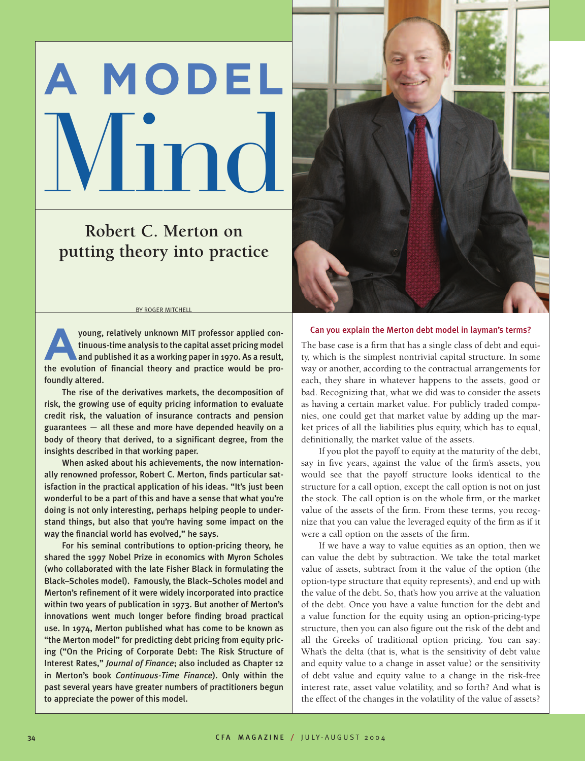# A MODEL Mind

## Robert C. Merton on putting theory into practice

BY ROGER MITCHELL

**A young, relatively unknown MIT professor applied continuous-time analysis to the capital asset pricing model and published it as a working paper in 1970. As a result, the evolution of financial theory and practice would be profoundly altered.**

**The rise of the derivatives markets, the decomposition of risk, the growing use of equity pricing information to evaluate credit risk, the valuation of insurance contracts and pension guarantees — all these and more have depended heavily on a body of theory that derived, to a significant degree, from the insights described in that working paper.**

**When asked about his achievements, the now internationally renowned professor, Robert C. Merton, finds particular satisfaction in the practical application of his ideas. "It's just been wonderful to be a part of this and have a sense that what you're doing is not only interesting, perhaps helping people to understand things, but also that you're having some impact on the way the financial world has evolved," he says.**

**For his seminal contributions to option-pricing theory, he shared the 1997 Nobel Prize in economics with Myron Scholes (who collaborated with the late Fisher Black in formulating the Black–Scholes model). Famously, the Black–Scholes model and Merton's refinement of it were widely incorporated into practice within two years of publication in 1973. But another of Merton's innovations went much longer before finding broad practical use. In 1974, Merton published what has come to be known as "the Merton model" for predicting debt pricing from equity pricing ("On the Pricing of Corporate Debt: The Risk Structure of Interest Rates,"** ***Journal of Finance*****; also included as Chapter 12 in Merton's book** ***Continuous-Time Finance*****). Only within the past several years have greater numbers of practitioners begun to appreciate the power of this model.**

### Can you explain the Merton debt model in layman's terms?

The base case is a firm that has a single class of debt and equity, which is the simplest nontrivial capital structure. In some way or another, according to the contractual arrangements for each, they share in whatever happens to the assets, good or bad. Recognizing that, what we did was to consider the assets as having a certain market value. For publicly traded companies, one could get that market value by adding up the market prices of all the liabilities plus equity, which has to equal, definitionally, the market value of the assets.

If you plot the payoff to equity at the maturity of the debt, say in five years, against the value of the firm's assets, you would see that the payoff structure looks identical to the structure for a call option, except the call option is not on just the stock. The call option is on the whole firm, or the market value of the assets of the firm. From these terms, you recognize that you can value the leveraged equity of the firm as if it were a call option on the assets of the firm.

If we have a way to value equities as an option, then we can value the debt by subtraction. We take the total market value of assets, subtract from it the value of the option (the option-type structure that equity represents), and end up with the value of the debt. So, that's how you arrive at the valuation of the debt. Once you have a value function for the debt and a value function for the equity using an option-pricing-type structure, then you can also figure out the risk of the debt and all the Greeks of traditional option pricing. You can say: What's the delta (that is, what is the sensitivity of debt value and equity value to a change in asset value) or the sensitivity of debt value and equity value to a change in the risk-free interest rate, asset value volatility, and so forth? And what is the effect of the changes in the volatility of the value of assets?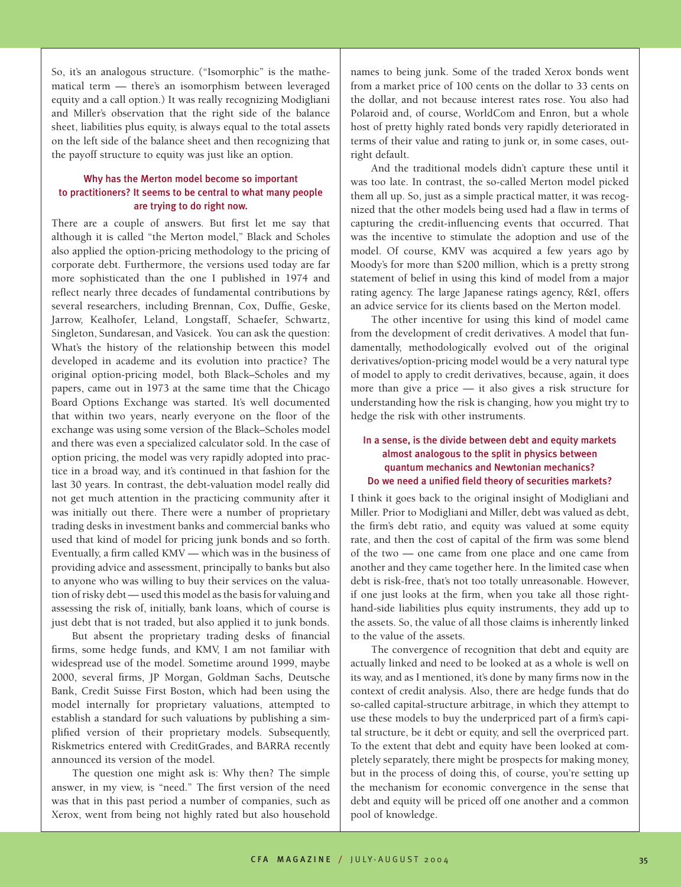So, it's an analogous structure. ("Isomorphic" is the mathematical term — there's an isomorphism between leveraged equity and a call option.) It was really recognizing Modigliani and Miller's observation that the right side of the balance sheet, liabilities plus equity, is always equal to the total assets on the left side of the balance sheet and then recognizing that the payoff structure to equity was just like an option.

### Why has the Merton model become so important to practitioners? It seems to be central to what many people are trying to do right now.

There are a couple of answers. But first let me say that although it is called "the Merton model," Black and Scholes also applied the option-pricing methodology to the pricing of corporate debt. Furthermore, the versions used today are far more sophisticated than the one I published in 1974 and reflect nearly three decades of fundamental contributions by several researchers, including Brennan, Cox, Duffie, Geske, Jarrow, Kealhofer, Leland, Longstaff, Schaefer, Schwartz, Singleton, Sundaresan, and Vasicek. You can ask the question: What's the history of the relationship between this model developed in academe and its evolution into practice? The original option-pricing model, both Black–Scholes and my papers, came out in 1973 at the same time that the Chicago Board Options Exchange was started. It's well documented that within two years, nearly everyone on the floor of the exchange was using some version of the Black–Scholes model and there was even a specialized calculator sold. In the case of option pricing, the model was very rapidly adopted into practice in a broad way, and it's continued in that fashion for the last 30 years. In contrast, the debt-valuation model really did not get much attention in the practicing community after it was initially out there. There were a number of proprietary trading desks in investment banks and commercial banks who used that kind of model for pricing junk bonds and so forth. Eventually, a firm called KMV — which was in the business of providing advice and assessment, principally to banks but also to anyone who was willing to buy their services on the valuation of risky debt — used this model as the basis for valuing and assessing the risk of, initially, bank loans, which of course is just debt that is not traded, but also applied it to junk bonds.

But absent the proprietary trading desks of financial firms, some hedge funds, and KMV, I am not familiar with widespread use of the model. Sometime around 1999, maybe 2000, several firms, JP Morgan, Goldman Sachs, Deutsche Bank, Credit Suisse First Boston, which had been using the model internally for proprietary valuations, attempted to establish a standard for such valuations by publishing a simplified version of their proprietary models. Subsequently, Riskmetrics entered with CreditGrades, and BARRA recently announced its version of the model.

The question one might ask is: Why then? The simple answer, in my view, is "need." The first version of the need was that in this past period a number of companies, such as Xerox, went from being not highly rated but also household names to being junk. Some of the traded Xerox bonds went from a market price of 100 cents on the dollar to 33 cents on the dollar, and not because interest rates rose. You also had Polaroid and, of course, WorldCom and Enron, but a whole host of pretty highly rated bonds very rapidly deteriorated in terms of their value and rating to junk or, in some cases, outright default.

And the traditional models didn't capture these until it was too late. In contrast, the so-called Merton model picked them all up. So, just as a simple practical matter, it was recognized that the other models being used had a flaw in terms of capturing the credit-influencing events that occurred. That was the incentive to stimulate the adoption and use of the model. Of course, KMV was acquired a few years ago by Moody's for more than $200 million, which is a pretty strong statement of belief in using this kind of model from a major rating agency. The large Japanese ratings agency, R&I, offers an advice service for its clients based on the Merton model.

The other incentive for using this kind of model came from the development of credit derivatives. A model that fundamentally, methodologically evolved out of the original derivatives/option-pricing model would be a very natural type of model to apply to credit derivatives, because, again, it does more than give a price — it also gives a risk structure for understanding how the risk is changing, how you might try to hedge the risk with other instruments.

### In a sense, is the divide between debt and equity markets almost analogous to the split in physics between quantum mechanics and Newtonian mechanics? Do we need a unified field theory of securities markets?

I think it goes back to the original insight of Modigliani and Miller. Prior to Modigliani and Miller, debt was valued as debt, the firm's debt ratio, and equity was valued at some equity rate, and then the cost of capital of the firm was some blend of the two — one came from one place and one came from another and they came together here. In the limited case when debt is risk-free, that's not too totally unreasonable. However, if one just looks at the firm, when you take all those right-hand-side liabilities plus equity instruments, they add up to the assets. So, the value of all those claims is inherently linked to the value of the assets.

The convergence of recognition that debt and equity are actually linked and need to be looked at as a whole is well on its way, and as I mentioned, it's done by many firms now in the context of credit analysis. Also, there are hedge funds that do so-called capital-structure arbitrage, in which they attempt to use these models to buy the underpriced part of a firm's capital structure, be it debt or equity, and sell the overpriced part. To the extent that debt and equity have been looked at completely separately, there might be prospects for making money, but in the process of doing this, of course, you're setting up the mechanism for economic convergence in the sense that debt and equity will be priced off one another and a common pool of knowledge.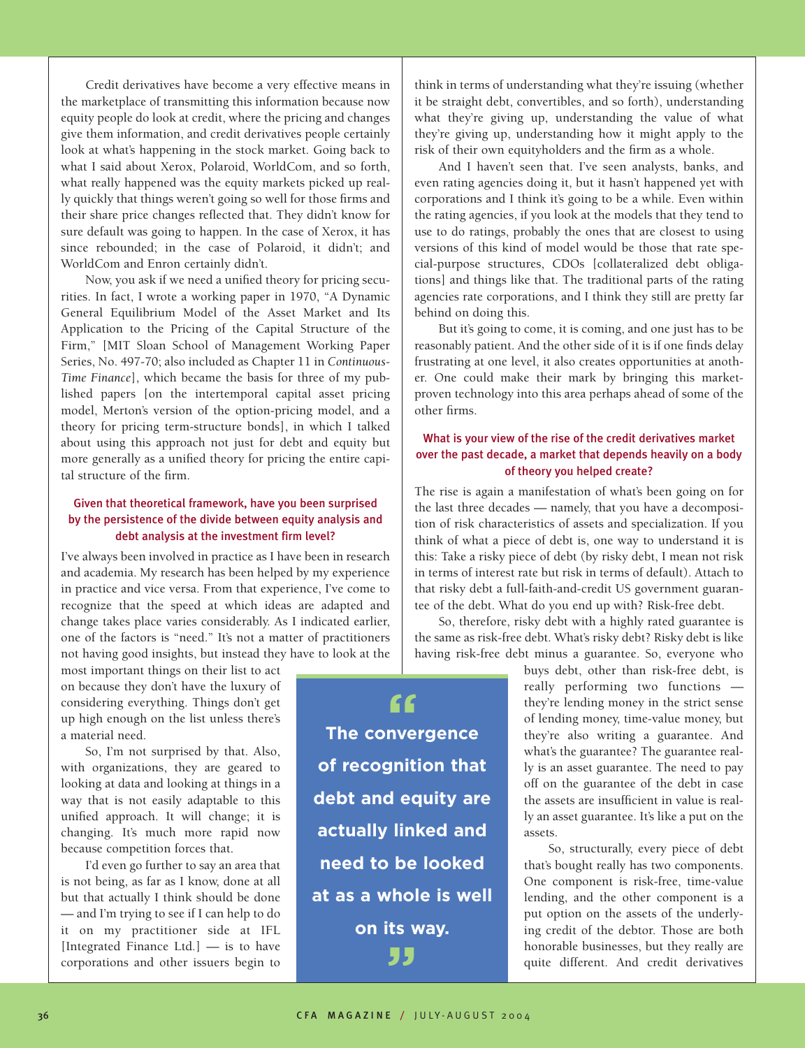Credit derivatives have become a very effective means in the marketplace of transmitting this information because now equity people do look at credit, where the pricing and changes give them information, and credit derivatives people certainly look at what's happening in the stock market. Going back to what I said about Xerox, Polaroid, WorldCom, and so forth, what really happened was the equity markets picked up really quickly that things weren't going so well for those firms and their share price changes reflected that. They didn't know for sure default was going to happen. In the case of Xerox, it has since rebounded; in the case of Polaroid, it didn't; and WorldCom and Enron certainly didn't.

Now, you ask if we need a unified theory for pricing securities. In fact, I wrote a working paper in 1970, "A Dynamic General Equilibrium Model of the Asset Market and Its Application to the Pricing of the Capital Structure of the Firm," [MIT Sloan School of Management Working Paper Series, No. 497-70; also included as Chapter 11 in *Continuous-Time Finance*], which became the basis for three of my published papers [on the intertemporal capital asset pricing model, Merton's version of the option-pricing model, and a theory for pricing term-structure bonds], in which I talked about using this approach not just for debt and equity but more generally as a unified theory for pricing the entire capital structure of the firm.

### Given that theoretical framework, have you been surprised by the persistence of the divide between equity analysis and debt analysis at the investment firm level?

I've always been involved in practice as I have been in research and academia. My research has been helped by my experience in practice and vice versa. From that experience, I've come to recognize that the speed at which ideas are adapted and change takes place varies considerably. As I indicated earlier, one of the factors is "need." It's not a matter of practitioners not having good insights, but instead they have to look at the most important things on their list to act on because they don't have the luxury of considering everything. Things don't get up high enough on the list unless there's a material need.

So, I'm not surprised by that. Also, with organizations, they are geared to looking at data and looking at things in a way that is not easily adaptable to this unified approach. It will change; it is changing. It's much more rapid now because competition forces that.

I'd even go further to say an area that is not being, as far as I know, done at all but that actually I think should be done — and I'm trying to see if I can help to do it on my practitioner side at IFL [Integrated Finance Ltd.] — is to have corporations and other issuers begin to think in terms of understanding what they're issuing (whether it be straight debt, convertibles, and so forth), understanding what they're giving up, understanding the value of what they're giving up, understanding how it might apply to the risk of their own equityholders and the firm as a whole.

And I haven't seen that. I've seen analysts, banks, and even rating agencies doing it, but it hasn't happened yet with corporations and I think it's going to be a while. Even within the rating agencies, if you look at the models that they tend to use to do ratings, probably the ones that are closest to using versions of this kind of model would be those that rate special-purpose structures, CDOs [collateralized debt obligations] and things like that. The traditional parts of the rating agencies rate corporations, and I think they still are pretty far behind on doing this.

But it's going to come, it is coming, and one just has to be reasonably patient. And the other side of it is if one finds delay frustrating at one level, it also creates opportunities at another. One could make their mark by bringing this market-proven technology into this area perhaps ahead of some of the other firms.

> "The convergence of recognition that debt and equity are actually linked and need to be looked at as a whole is well on its way."

### What is your view of the rise of the credit derivatives market over the past decade, a market that depends heavily on a body of theory you helped create?

The rise is again a manifestation of what's been going on for the last three decades — namely, that you have a decomposition of risk characteristics of assets and specialization. If you think of what a piece of debt is, one way to understand it is this: Take a risky piece of debt (by risky debt, I mean not risk in terms of interest rate but risk in terms of default). Attach to that risky debt a full-faith-and-credit US government guarantee of the debt. What do you end up with? Risk-free debt.

So, therefore, risky debt with a highly rated guarantee is the same as risk-free debt. What's risky debt? Risky debt is like having risk-free debt minus a guarantee. So, everyone who buys debt, other than risk-free debt, is really performing two functions — they're lending money in the strict sense of lending money, time-value money, but they're also writing a guarantee. And what's the guarantee? The guarantee really is an asset guarantee. The need to pay off on the guarantee of the debt in case the assets are insufficient in value is really an asset guarantee. It's like a put on the assets.

So, structurally, every piece of debt that's bought really has two components. One component is risk-free, time-value lending, and the other component is a put option on the assets of the underlying credit of the debtor. Those are both honorable businesses, but they really are quite different. And credit derivatives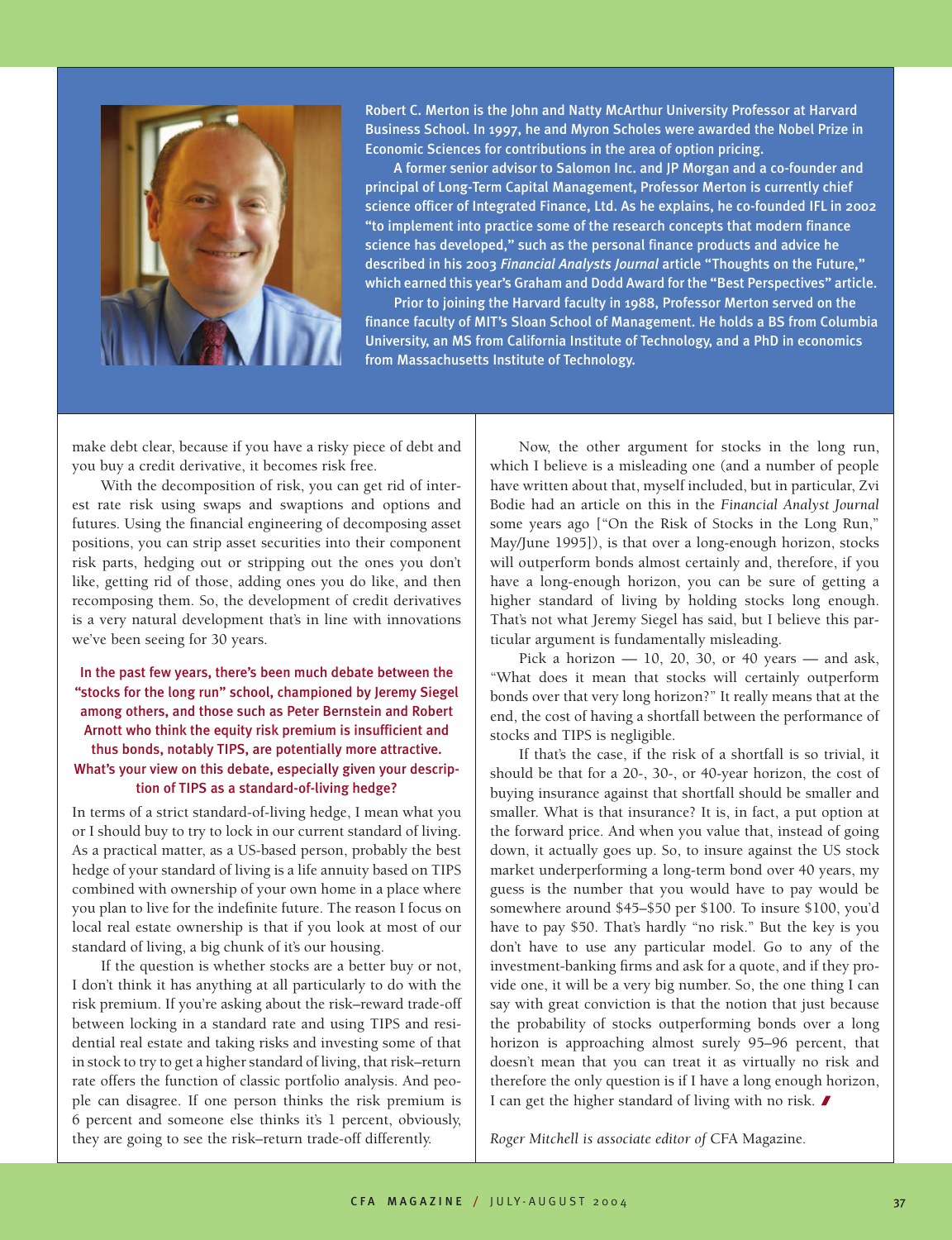Robert C. Merton is the John and Natty McArthur University Professor at Harvard Business School. In 1997, he and Myron Scholes were awarded the Nobel Prize in Economic Sciences for contributions in the area of option pricing.

A former senior advisor to Salomon Inc. and JP Morgan and a co-founder and principal of Long-Term Capital Management, Professor Merton is currently chief science officer of Integrated Finance, Ltd. As he explains, he co-founded IFL in 2002 "to implement into practice some of the research concepts that modern finance science has developed," such as the personal finance products and advice he described in his 2003 *Financial Analysts Journal* article "Thoughts on the Future," which earned this year's Graham and Dodd Award for the "Best Perspectives" article.

Prior to joining the Harvard faculty in 1988, Professor Merton served on the finance faculty of MIT's Sloan School of Management. He holds a BS from Columbia University, an MS from California Institute of Technology, and a PhD in economics from Massachusetts Institute of Technology.

make debt clear, because if you have a risky piece of debt and you buy a credit derivative, it becomes risk free.

With the decomposition of risk, you can get rid of interest rate risk using swaps and swaptions and options and futures. Using the financial engineering of decomposing asset positions, you can strip asset securities into their component risk parts, hedging out or stripping out the ones you don't like, getting rid of those, adding ones you do like, and then recomposing them. So, the development of credit derivatives is a very natural development that's in line with innovations we've been seeing for 30 years.

**In the past few years, there's been much debate between the "stocks for the long run" school, championed by Jeremy Siegel among others, and those such as Peter Bernstein and Robert Arnott who think the equity risk premium is insufficient and thus bonds, notably TIPS, are potentially more attractive. What's your view on this debate, especially given your description of TIPS as a standard-of-living hedge?**

In terms of a strict standard-of-living hedge, I mean what you or I should buy to try to lock in our current standard of living. As a practical matter, as a US-based person, probably the best hedge of your standard of living is a life annuity based on TIPS combined with ownership of your own home in a place where you plan to live for the indefinite future. The reason I focus on local real estate ownership is that if you look at most of our standard of living, a big chunk of it's our housing.

If the question is whether stocks are a better buy or not, I don't think it has anything at all particularly to do with the risk premium. If you're asking about the risk–reward trade-off between locking in a standard rate and using TIPS and residential real estate and taking risks and investing some of that in stock to try to get a higher standard of living, that risk–return rate offers the function of classic portfolio analysis. And people can disagree. If one person thinks the risk premium is 6 percent and someone else thinks it's 1 percent, obviously, they are going to see the risk–return trade-off differently.

Now, the other argument for stocks in the long run, which I believe is a misleading one (and a number of people have written about that, myself included, but in particular, Zvi Bodie had an article on this in the *Financial Analyst Journal* some years ago ["On the Risk of Stocks in the Long Run," May/June 1995]), is that over a long-enough horizon, stocks will outperform bonds almost certainly and, therefore, if you have a long-enough horizon, you can be sure of getting a higher standard of living by holding stocks long enough. That's not what Jeremy Siegel has said, but I believe this particular argument is fundamentally misleading.

Pick a horizon — 10, 20, 30, or 40 years — and ask, "What does it mean that stocks will certainly outperform bonds over that very long horizon?" It really means that at the end, the cost of having a shortfall between the performance of stocks and TIPS is negligible.

If that's the case, if the risk of a shortfall is so trivial, it should be that for a 20-, 30-, or 40-year horizon, the cost of buying insurance against that shortfall should be smaller and smaller. What is that insurance? It is, in fact, a put option at the forward price. And when you value that, instead of going down, it actually goes up. So, to insure against the US stock market underperforming a long-term bond over 40 years, my guess is the number that you would have to pay would be somewhere around $45–$50 per $100. To insure $100, you'd have to pay $50. That's hardly "no risk." But the key is you don't have to use any particular model. Go to any of the investment-banking firms and ask for a quote, and if they provide one, it will be a very big number. So, the one thing I can say with great conviction is that the notion that just because the probability of stocks outperforming bonds over a long horizon is approaching almost surely 95–96 percent, that doesn't mean that you can treat it as virtually no risk and therefore the only question is if I have a long enough horizon, I can get the higher standard of living with no risk.

*Roger Mitchell is associate editor of* CFA Magazine.